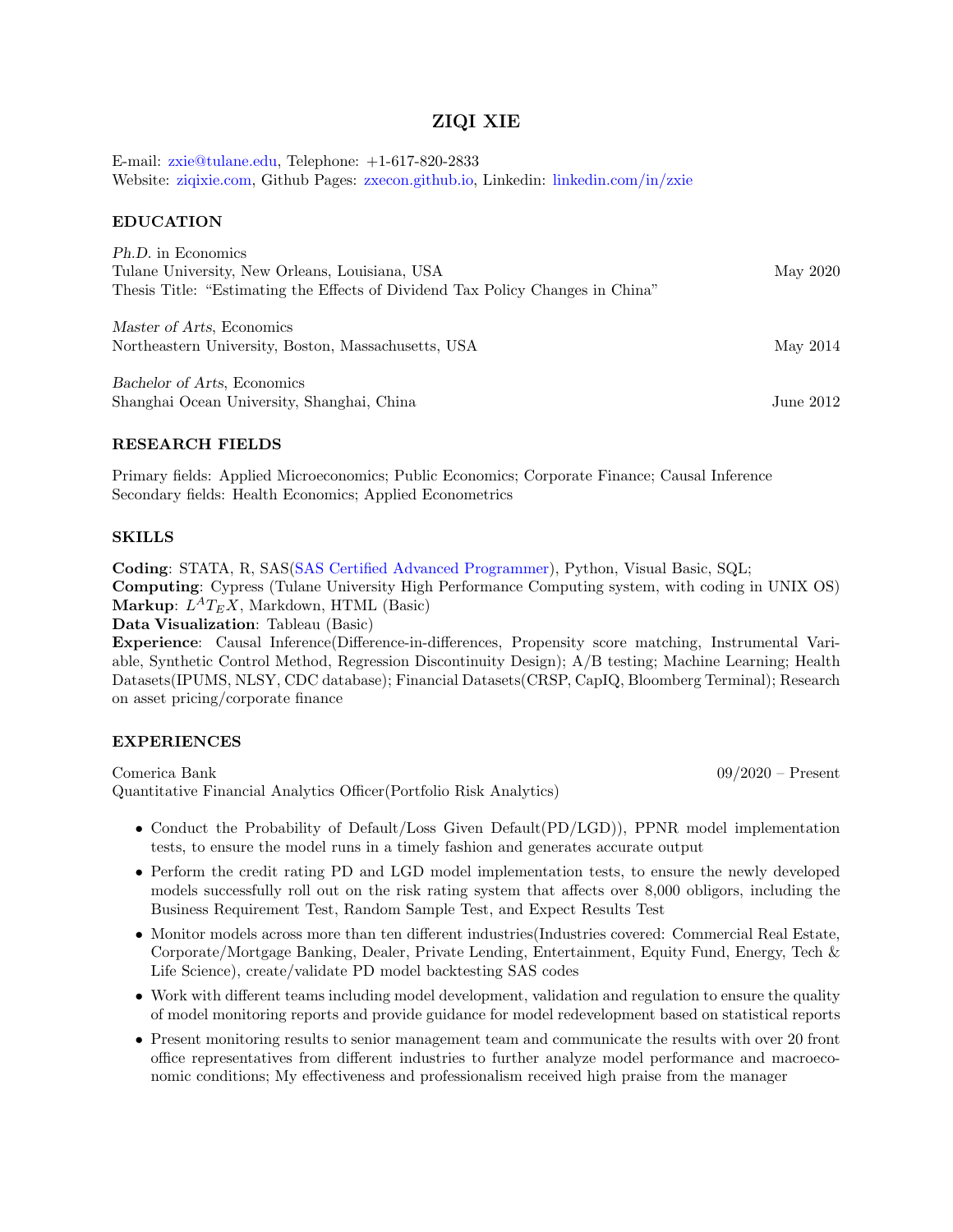# ZIQI XIE

E-mail: zxie@tulane.edu, Telephone: +1-617-820-2833
Website: ziqixie.com, Github Pages: zxecon.github.io, Linkedin: linkedin.com/in/zxie

## EDUCATION

*Ph.D.* in Economics
Tulane University, New Orleans, Louisiana, USA — May 2020
Thesis Title: "Estimating the Effects of Dividend Tax Policy Changes in China"

*Master of Arts*, Economics
Northeastern University, Boston, Massachusetts, USA — May 2014

*Bachelor of Arts*, Economics
Shanghai Ocean University, Shanghai, China — June 2012

## RESEARCH FIELDS

Primary fields: Applied Microeconomics; Public Economics; Corporate Finance; Causal Inference
Secondary fields: Health Economics; Applied Econometrics

## SKILLS

**Coding**: STATA, R, SAS(SAS Certified Advanced Programmer), Python, Visual Basic, SQL;
**Computing**: Cypress (Tulane University High Performance Computing system, with coding in UNIX OS)
**Markup**: LaTeX, Markdown, HTML (Basic)
**Data Visualization**: Tableau (Basic)
**Experience**: Causal Inference(Difference-in-differences, Propensity score matching, Instrumental Variable, Synthetic Control Method, Regression Discontinuity Design); A/B testing; Machine Learning; Health Datasets(IPUMS, NLSY, CDC database); Financial Datasets(CRSP, CapIQ, Bloomberg Terminal); Research on asset pricing/corporate finance

## EXPERIENCES

Comerica Bank — 09/2020 – Present
Quantitative Financial Analytics Officer(Portfolio Risk Analytics)

- Conduct the Probability of Default/Loss Given Default(PD/LGD)), PPNR model implementation tests, to ensure the model runs in a timely fashion and generates accurate output
- Perform the credit rating PD and LGD model implementation tests, to ensure the newly developed models successfully roll out on the risk rating system that affects over 8,000 obligors, including the Business Requirement Test, Random Sample Test, and Expect Results Test
- Monitor models across more than ten different industries(Industries covered: Commercial Real Estate, Corporate/Mortgage Banking, Dealer, Private Lending, Entertainment, Equity Fund, Energy, Tech & Life Science), create/validate PD model backtesting SAS codes
- Work with different teams including model development, validation and regulation to ensure the quality of model monitoring reports and provide guidance for model redevelopment based on statistical reports
- Present monitoring results to senior management team and communicate the results with over 20 front office representatives from different industries to further analyze model performance and macroeconomic conditions; My effectiveness and professionalism received high praise from the manager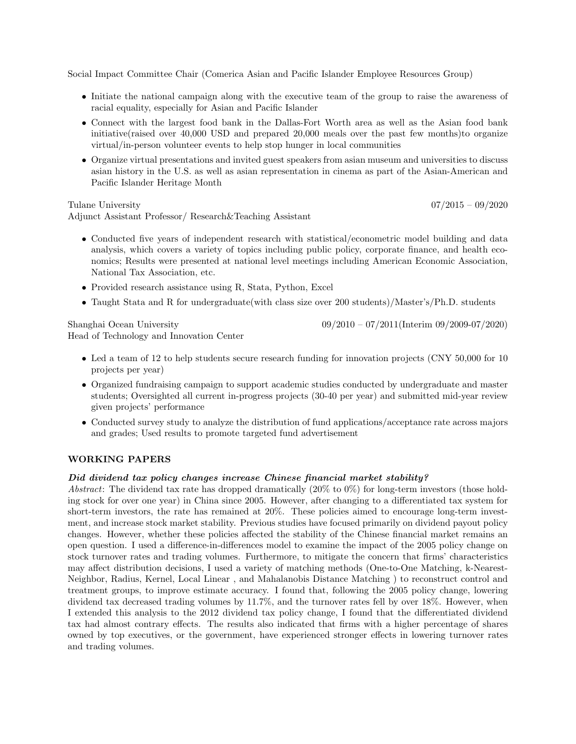Social Impact Committee Chair (Comerica Asian and Pacific Islander Employee Resources Group)

- Initiate the national campaign along with the executive team of the group to raise the awareness of racial equality, especially for Asian and Pacific Islander
- Connect with the largest food bank in the Dallas-Fort Worth area as well as the Asian food bank initiative(raised over 40,000 USD and prepared 20,000 meals over the past few months)to organize virtual/in-person volunteer events to help stop hunger in local communities
- Organize virtual presentations and invited guest speakers from asian museum and universities to discuss asian history in the U.S. as well as asian representation in cinema as part of the Asian-American and Pacific Islander Heritage Month

Tulane University 07/2015 – 09/2020
Adjunct Assistant Professor/ Research&Teaching Assistant

- Conducted five years of independent research with statistical/econometric model building and data analysis, which covers a variety of topics including public policy, corporate finance, and health economics; Results were presented at national level meetings including American Economic Association, National Tax Association, etc.
- Provided research assistance using R, Stata, Python, Excel
- Taught Stata and R for undergraduate(with class size over 200 students)/Master's/Ph.D. students

Shanghai Ocean University 09/2010 – 07/2011(Interim 09/2009-07/2020)
Head of Technology and Innovation Center

- Led a team of 12 to help students secure research funding for innovation projects (CNY 50,000 for 10 projects per year)
- Organized fundraising campaign to support academic studies conducted by undergraduate and master students; Oversighted all current in-progress projects (30-40 per year) and submitted mid-year review given projects' performance
- Conducted survey study to analyze the distribution of fund applications/acceptance rate across majors and grades; Used results to promote targeted fund advertisement

## WORKING PAPERS

***Did dividend tax policy changes increase Chinese financial market stability?***

*Abstract*: The dividend tax rate has dropped dramatically (20% to 0%) for long-term investors (those holding stock for over one year) in China since 2005. However, after changing to a differentiated tax system for short-term investors, the rate has remained at 20%. These policies aimed to encourage long-term investment, and increase stock market stability. Previous studies have focused primarily on dividend payout policy changes. However, whether these policies affected the stability of the Chinese financial market remains an open question. I used a difference-in-differences model to examine the impact of the 2005 policy change on stock turnover rates and trading volumes. Furthermore, to mitigate the concern that firms' characteristics may affect distribution decisions, I used a variety of matching methods (One-to-One Matching, k-Nearest-Neighbor, Radius, Kernel, Local Linear , and Mahalanobis Distance Matching ) to reconstruct control and treatment groups, to improve estimate accuracy. I found that, following the 2005 policy change, lowering dividend tax decreased trading volumes by 11.7%, and the turnover rates fell by over 18%. However, when I extended this analysis to the 2012 dividend tax policy change, I found that the differentiated dividend tax had almost contrary effects. The results also indicated that firms with a higher percentage of shares owned by top executives, or the government, have experienced stronger effects in lowering turnover rates and trading volumes.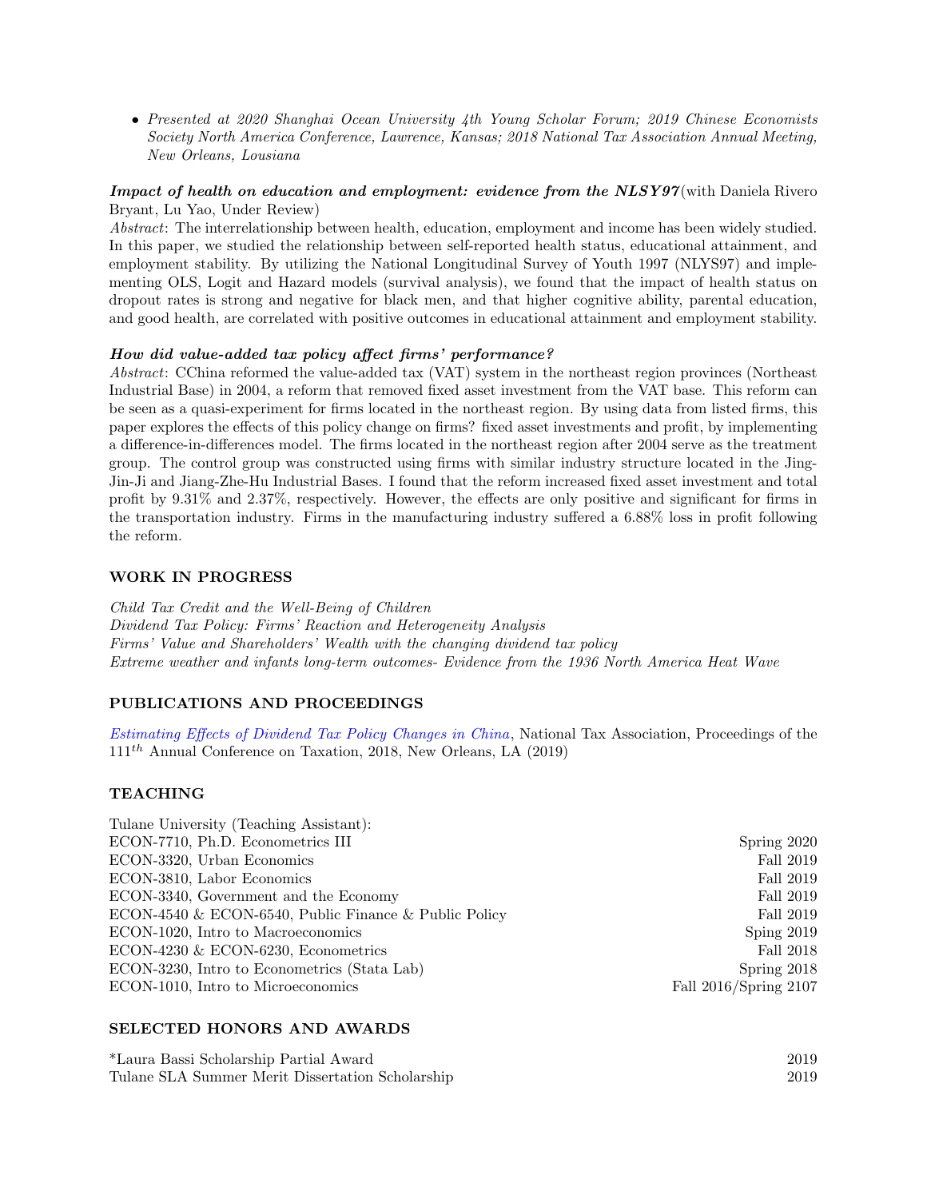- *Presented at 2020 Shanghai Ocean University 4th Young Scholar Forum; 2019 Chinese Economists Society North America Conference, Lawrence, Kansas; 2018 National Tax Association Annual Meeting, New Orleans, Lousiana*

***Impact of health on education and employment: evidence from the NLSY97***(with Daniela Rivero Bryant, Lu Yao, Under Review)
*Abstract*: The interrelationship between health, education, employment and income has been widely studied. In this paper, we studied the relationship between self-reported health status, educational attainment, and employment stability. By utilizing the National Longitudinal Survey of Youth 1997 (NLYS97) and implementing OLS, Logit and Hazard models (survival analysis), we found that the impact of health status on dropout rates is strong and negative for black men, and that higher cognitive ability, parental education, and good health, are correlated with positive outcomes in educational attainment and employment stability.

***How did value-added tax policy affect firms' performance?***
*Abstract*: CChina reformed the value-added tax (VAT) system in the northeast region provinces (Northeast Industrial Base) in 2004, a reform that removed fixed asset investment from the VAT base. This reform can be seen as a quasi-experiment for firms located in the northeast region. By using data from listed firms, this paper explores the effects of this policy change on firms? fixed asset investments and profit, by implementing a difference-in-differences model. The firms located in the northeast region after 2004 serve as the treatment group. The control group was constructed using firms with similar industry structure located in the Jing-Jin-Ji and Jiang-Zhe-Hu Industrial Bases. I found that the reform increased fixed asset investment and total profit by 9.31% and 2.37%, respectively. However, the effects are only positive and significant for firms in the transportation industry. Firms in the manufacturing industry suffered a 6.88% loss in profit following the reform.

## WORK IN PROGRESS

*Child Tax Credit and the Well-Being of Children*
*Dividend Tax Policy: Firms' Reaction and Heterogeneity Analysis*
*Firms' Value and Shareholders' Wealth with the changing dividend tax policy*
*Extreme weather and infants long-term outcomes- Evidence from the 1936 North America Heat Wave*

## PUBLICATIONS AND PROCEEDINGS

*Estimating Effects of Dividend Tax Policy Changes in China*, National Tax Association, Proceedings of the $111^{th}$ Annual Conference on Taxation, 2018, New Orleans, LA (2019)

## TEACHING

Tulane University (Teaching Assistant):

| | |
|---|---|
| ECON-7710, Ph.D. Econometrics III | Spring 2020 |
| ECON-3320, Urban Economics | Fall 2019 |
| ECON-3810, Labor Economics | Fall 2019 |
| ECON-3340, Government and the Economy | Fall 2019 |
| ECON-4540 & ECON-6540, Public Finance & Public Policy | Fall 2019 |
| ECON-1020, Intro to Macroeconomics | Sping 2019 |
| ECON-4230 & ECON-6230, Econometrics | Fall 2018 |
| ECON-3230, Intro to Econometrics (Stata Lab) | Spring 2018 |
| ECON-1010, Intro to Microeconomics | Fall 2016/Spring 2107 |

## SELECTED HONORS AND AWARDS

| | |
|---|---|
| *Laura Bassi Scholarship Partial Award | 2019 |
| Tulane SLA Summer Merit Dissertation Scholarship | 2019 |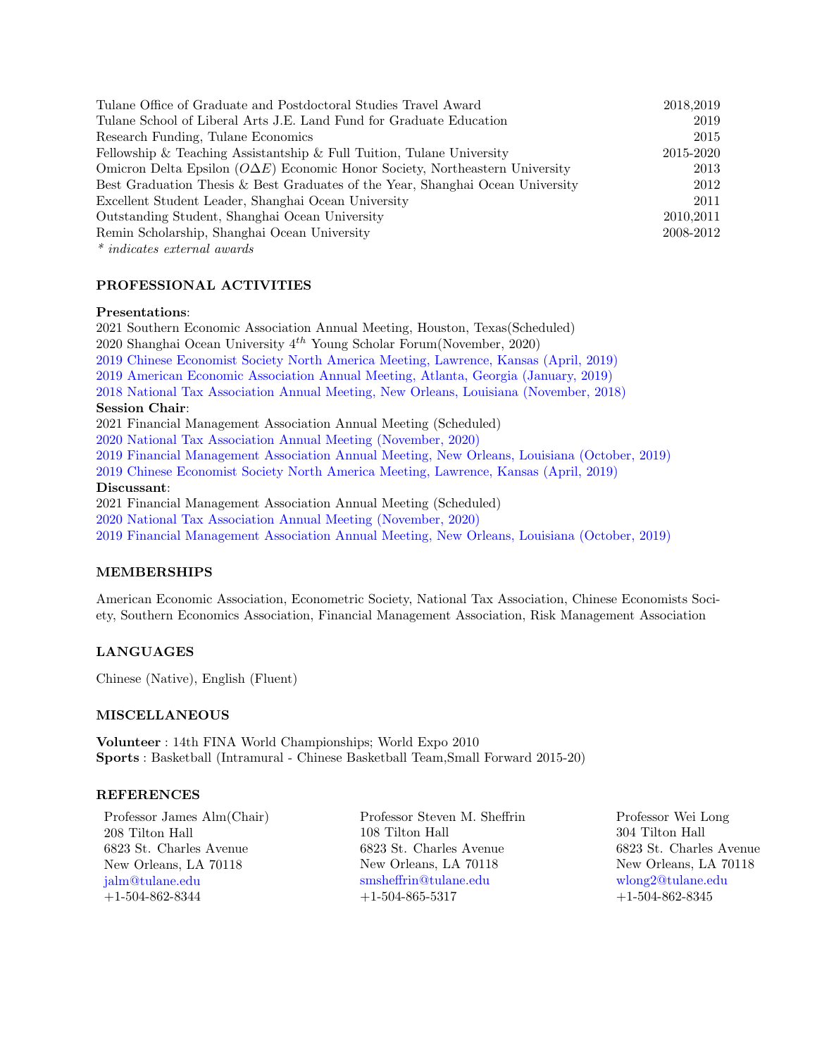| | |
|---|---|
| Tulane Office of Graduate and Postdoctoral Studies Travel Award | 2018,2019 |
| Tulane School of Liberal Arts J.E. Land Fund for Graduate Education | 2019 |
| Research Funding, Tulane Economics | 2015 |
| Fellowship & Teaching Assistantship & Full Tuition, Tulane University | 2015-2020 |
| Omicron Delta Epsilon ($O\Delta E$) Economic Honor Society, Northeastern University | 2013 |
| Best Graduation Thesis & Best Graduates of the Year, Shanghai Ocean University | 2012 |
| Excellent Student Leader, Shanghai Ocean University | 2011 |
| Outstanding Student, Shanghai Ocean University | 2010,2011 |
| Remin Scholarship, Shanghai Ocean University | 2008-2012 |

*\* indicates external awards*

## PROFESSIONAL ACTIVITIES

**Presentations**:

2021 Southern Economic Association Annual Meeting, Houston, Texas(Scheduled)
2020 Shanghai Ocean University $4^{th}$ Young Scholar Forum(November, 2020)
2019 Chinese Economist Society North America Meeting, Lawrence, Kansas (April, 2019)
2019 American Economic Association Annual Meeting, Atlanta, Georgia (January, 2019)
2018 National Tax Association Annual Meeting, New Orleans, Louisiana (November, 2018)

**Session Chair**:

2021 Financial Management Association Annual Meeting (Scheduled)
2020 National Tax Association Annual Meeting (November, 2020)
2019 Financial Management Association Annual Meeting, New Orleans, Louisiana (October, 2019)
2019 Chinese Economist Society North America Meeting, Lawrence, Kansas (April, 2019)

**Discussant**:

2021 Financial Management Association Annual Meeting (Scheduled)
2020 National Tax Association Annual Meeting (November, 2020)
2019 Financial Management Association Annual Meeting, New Orleans, Louisiana (October, 2019)

## MEMBERSHIPS

American Economic Association, Econometric Society, National Tax Association, Chinese Economists Society, Southern Economics Association, Financial Management Association, Risk Management Association

## LANGUAGES

Chinese (Native), English (Fluent)

## MISCELLANEOUS

**Volunteer** : 14th FINA World Championships; World Expo 2010
**Sports** : Basketball (Intramural - Chinese Basketball Team,Small Forward 2015-20)

## REFERENCES

Professor James Alm(Chair)
208 Tilton Hall
6823 St. Charles Avenue
New Orleans, LA 70118
jalm@tulane.edu
+1-504-862-8344

Professor Steven M. Sheffrin
108 Tilton Hall
6823 St. Charles Avenue
New Orleans, LA 70118
smsheffrin@tulane.edu
+1-504-865-5317

Professor Wei Long
304 Tilton Hall
6823 St. Charles Avenue
New Orleans, LA 70118
wlong2@tulane.edu
+1-504-862-8345